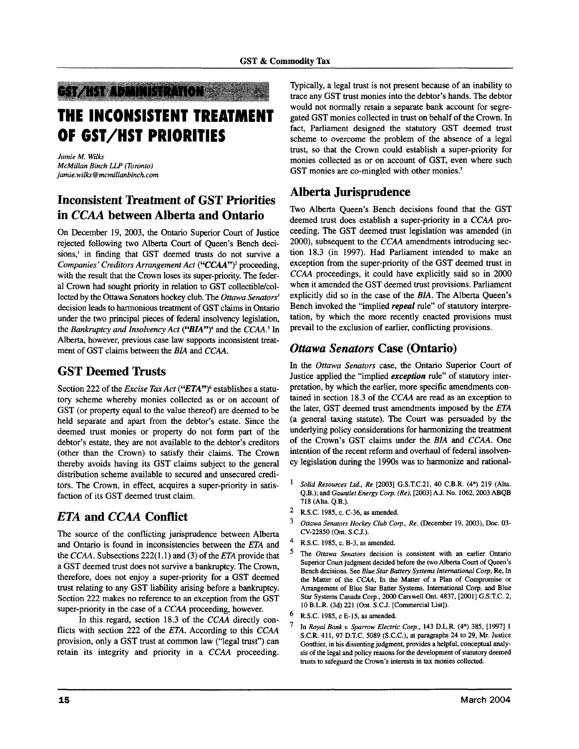GST/HST ADMINISTRATION

# THE INCONSISTENT TREATMENT OF GST/HST PRIORITIES

*Jamie M. Wilks*
*McMillan Binch LLP (Toronto)*
*jamie.wilks@mcmillanbinch.com*

## Inconsistent Treatment of GST Priorities in *CCAA* between Alberta and Ontario

On December 19, 2003, the Ontario Superior Court of Justice rejected following two Alberta Court of Queen's Bench decisions,[1] in finding that GST deemed trusts do not survive a *Companies' Creditors Arrangement Act* (**"*CCAA*"**)[2] proceeding, with the result that the Crown loses its super-priority. The federal Crown had sought priority in relation to GST collectible/collected by the Ottawa Senators hockey club. The *Ottawa Senators*[3] decision leads to harmonious treatment of GST claims in Ontario under the two principal pieces of federal insolvency legislation, the *Bankruptcy and Insolvency Act* (**"*BIA*"**)[4] and the *CCAA*.[5] In Alberta, however, previous case law supports inconsistent treatment of GST claims between the *BIA* and *CCAA*.

## GST Deemed Trusts

Section 222 of the *Excise Tax Act* (**"*ETA*"**)[6] establishes a statutory scheme whereby monies collected as or on account of GST (or property equal to the value thereof) are deemed to be held separate and apart from the debtor's estate. Since the deemed trust monies or property do not form part of the debtor's estate, they are not available to the debtor's creditors (other than the Crown) to satisfy their claims. The Crown thereby avoids having its GST claims subject to the general distribution scheme available to secured and unsecured creditors. The Crown, in effect, acquires a super-priority in satisfaction of its GST deemed trust claim.

## *ETA* and *CCAA* Conflict

The source of the conflicting jurisprudence between Alberta and Ontario is found in inconsistencies between the *ETA* and the *CCAA*. Subsections 222(1.1) and (3) of the *ETA* provide that a GST deemed trust does not survive a bankruptcy. The Crown, therefore, does not enjoy a super-priority for a GST deemed trust relating to any GST liability arising before a bankruptcy. Section 222 makes no reference to an exception from the GST super-priority in the case of a *CCAA* proceeding, however.

In this regard, section 18.3 of the *CCAA* directly conflicts with section 222 of the *ETA*. According to this *CCAA* provision, only a GST trust at common law ("legal trust") can retain its integrity and priority in a *CCAA* proceeding. Typically, a legal trust is not present because of an inability to trace any GST trust monies into the debtor's hands. The debtor would not normally retain a separate bank account for segregated GST monies collected in trust on behalf of the Crown. In fact, Parliament designed the statutory GST deemed trust scheme to overcome the problem of the absence of a legal trust, so that the Crown could establish a super-priority for monies collected as or on account of GST, even where such GST monies are co-mingled with other monies.[7]

## Alberta Jurisprudence

Two Alberta Queen's Bench decisions found that the GST deemed trust does establish a super-priority in a *CCAA* proceeding. The GST deemed trust legislation was amended (in 2000), subsequent to the *CCAA* amendments introducing section 18.3 (in 1997). Had Parliament intended to make an exception from the super-priority of the GST deemed trust in *CCAA* proceedings, it could have explicitly said so in 2000 when it amended the GST deemed trust provisions. Parliament explicitly did so in the case of the *BIA*. The Alberta Queen's Bench invoked the "implied ***repeal*** rule" of statutory interpretation, by which the more recently enacted provisions must prevail to the exclusion of earlier, conflicting provisions.

## *Ottawa Senators* Case (Ontario)

In the *Ottawa Senators* case, the Ontario Superior Court of Justice applied the "implied ***exception*** rule" of statutory interpretation, by which the earlier, more specific amendments contained in section 18.3 of the *CCAA* are read as an exception to the later, GST deemed trust amendments imposed by the *ETA* (a general taxing statute). The Court was persuaded by the underlying policy considerations for harmonizing the treatment of the Crown's GST claims under the *BIA* and *CCAA*. One intention of the recent reform and overhaul of federal insolvency legislation during the 1990s was to harmonize and rational-

---

1. *Solid Resources Ltd., Re* [2003] G.S.T.C.21, 40 C.B.R. (4th) 219 (Alta. Q.B.); and *Gauntlet Energy Corp. (Re)*, [2003] A.J. No. 1062, 2003 ABQB 718 (Alta. Q.B.).
2. R.S.C. 1985, c. C-36, as amended.
3. *Ottawa Senators Hockey Club Corp., Re.* (December 19, 2003), Doc. 03-CV-22850 (Ont. S.C.J.).
4. R.S.C. 1985, c. B-3, as amended.
5. The *Ottawa Senators* decision is consistent with an earlier Ontario Superior Court judgment decided before the two Alberta Court of Queen's Bench decisions. See *Blue Star Battery Systems International Corp*, Re, In the Matter of the *CCAA*, In the Matter of a Plan of Compromise or Arrangement of Blue Star Batter Systems. International Corp. and Blue Star Systems Canada Corp., 2000 Carswell Ont. 4837, [2001] G.S.T.C. 2, 10 B.L.R. (3d) 221 (Ont. S.C.J. [Commercial List]).
6. R.S.C. 1985, c E-15, as amended.
7. In *Royal Bank v. Sparrow Electric Corp.*, 143 D.L.R. (4th) 385, [1997] 1 S.C.R. 411, 97 D.T.C. 5089 (S.C.C.), at paragraphs 24 to 29, Mr. Justice Gonthier, in his dissenting judgment, provides a helpful, conceptual analysis of the legal and policy reasons for the development of statutory deemed trusts to safeguard the Crown's interests in tax monies collected.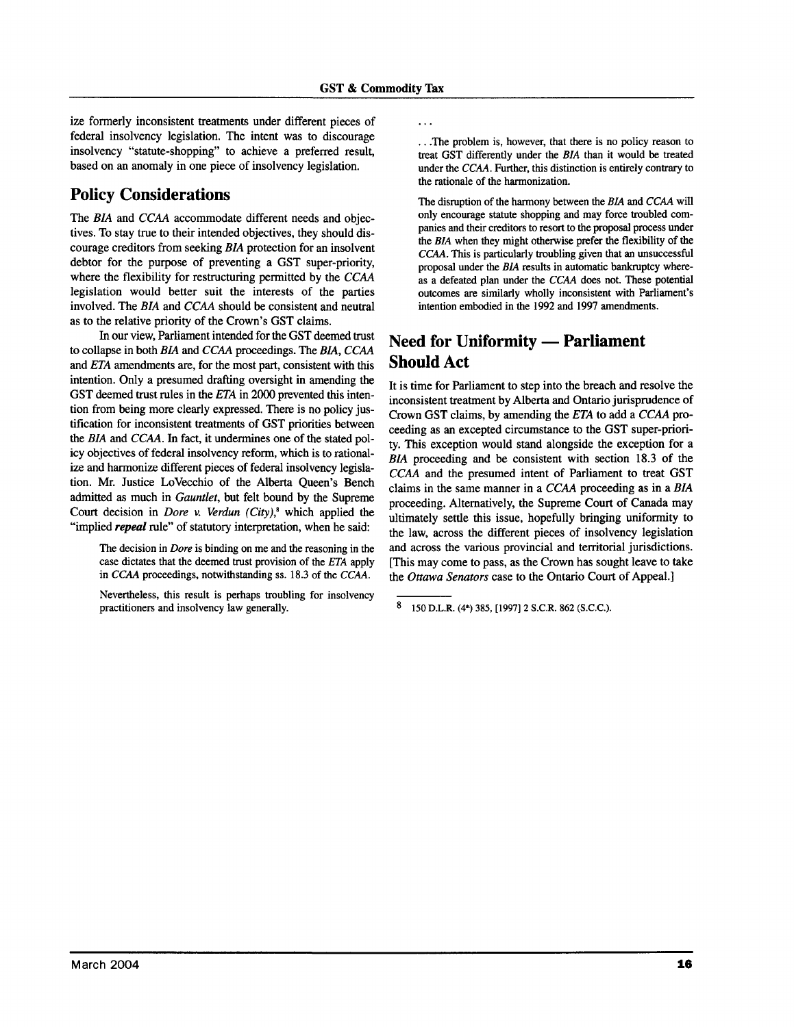ize formerly inconsistent treatments under different pieces of federal insolvency legislation. The intent was to discourage insolvency "statute-shopping" to achieve a preferred result, based on an anomaly in one piece of insolvency legislation.

## Policy Considerations

The *BIA* and *CCAA* accommodate different needs and objectives. To stay true to their intended objectives, they should discourage creditors from seeking *BIA* protection for an insolvent debtor for the purpose of preventing a GST super-priority, where the flexibility for restructuring permitted by the *CCAA* legislation would better suit the interests of the parties involved. The *BIA* and *CCAA* should be consistent and neutral as to the relative priority of the Crown's GST claims.

In our view, Parliament intended for the GST deemed trust to collapse in both *BIA* and *CCAA* proceedings. The *BIA*, *CCAA* and *ETA* amendments are, for the most part, consistent with this intention. Only a presumed drafting oversight in amending the GST deemed trust rules in the *ETA* in 2000 prevented this intention from being more clearly expressed. There is no policy justification for inconsistent treatments of GST priorities between the *BIA* and *CCAA*. In fact, it undermines one of the stated policy objectives of federal insolvency reform, which is to rationalize and harmonize different pieces of federal insolvency legislation. Mr. Justice LoVecchio of the Alberta Queen's Bench admitted as much in *Gauntlet*, but felt bound by the Supreme Court decision in *Dore v. Verdun (City)*,[8] which applied the "implied ***repeal*** rule" of statutory interpretation, when he said:

> The decision in *Dore* is binding on me and the reasoning in the case dictates that the deemed trust provision of the *ETA* apply in *CCAA* proceedings, notwithstanding ss. 18.3 of the *CCAA*.
>
> Nevertheless, this result is perhaps troubling for insolvency practitioners and insolvency law generally.
>
> ...
>
> ...The problem is, however, that there is no policy reason to treat GST differently under the *BIA* than it would be treated under the *CCAA*. Further, this distinction is entirely contrary to the rationale of the harmonization.
>
> The disruption of the harmony between the *BIA* and *CCAA* will only encourage statute shopping and may force troubled companies and their creditors to resort to the proposal process under the *BIA* when they might otherwise prefer the flexibility of the *CCAA*. This is particularly troubling given that an unsuccessful proposal under the *BIA* results in automatic bankruptcy whereas a defeated plan under the *CCAA* does not. These potential outcomes are similarly wholly inconsistent with Parliament's intention embodied in the 1992 and 1997 amendments.

## Need for Uniformity — Parliament Should Act

It is time for Parliament to step into the breach and resolve the inconsistent treatment by Alberta and Ontario jurisprudence of Crown GST claims, by amending the *ETA* to add a *CCAA* proceeding as an excepted circumstance to the GST super-priority. This exception would stand alongside the exception for a *BIA* proceeding and be consistent with section 18.3 of the *CCAA* and the presumed intent of Parliament to treat GST claims in the same manner in a *CCAA* proceeding as in a *BIA* proceeding. Alternatively, the Supreme Court of Canada may ultimately settle this issue, hopefully bringing uniformity to the law, across the different pieces of insolvency legislation and across the various provincial and territorial jurisdictions. [This may come to pass, as the Crown has sought leave to take the *Ottawa Senators* case to the Ontario Court of Appeal.]

---

[8] 150 D.L.R. (4th) 385, [1997] 2 S.C.R. 862 (S.C.C.).